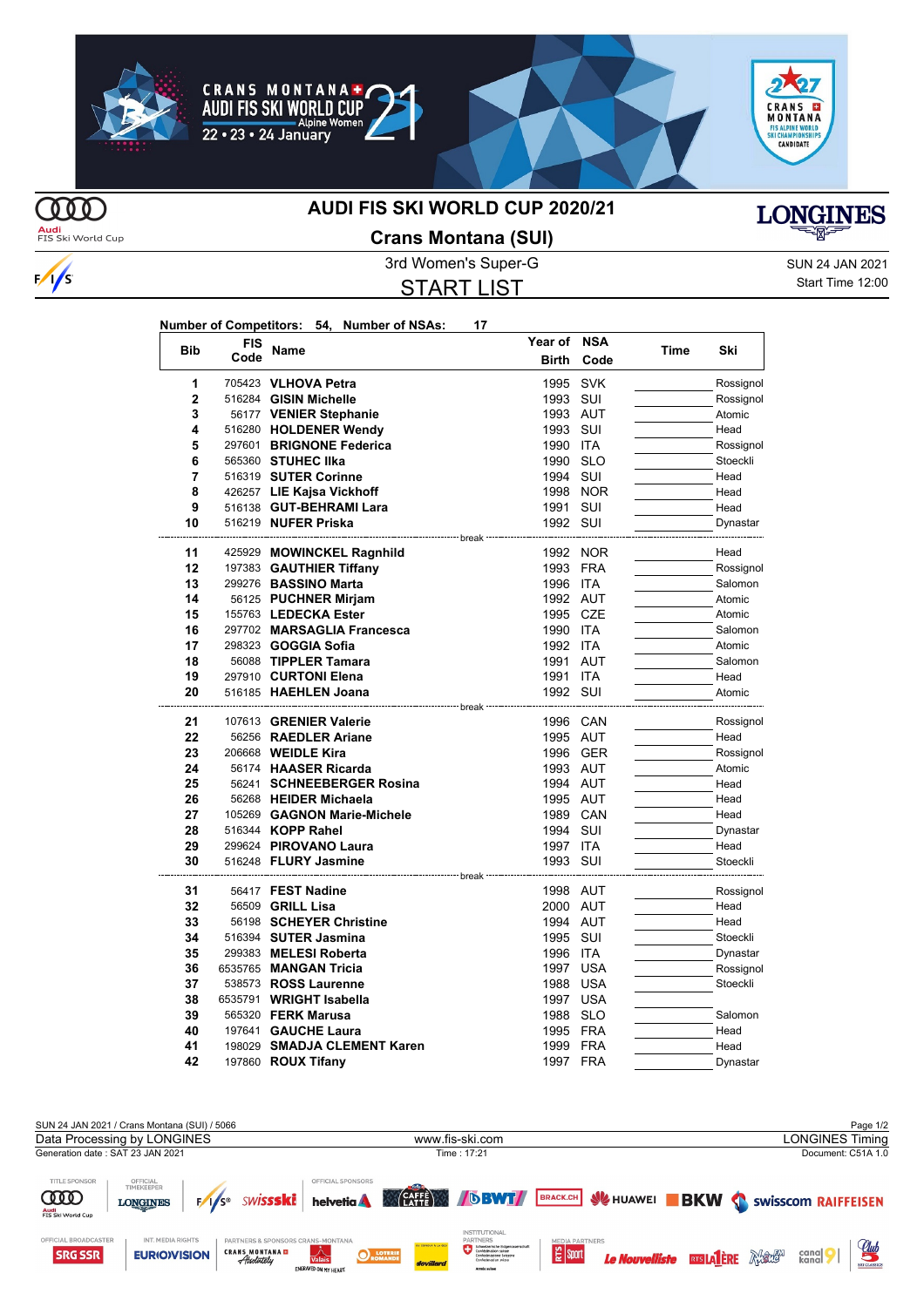# AUDI FIS SKI WORLD CUP 2020/21

## Crans Montana (SUI)

3rd Women's Super-G

SUN 24 JAN 2021

Start Time 12:00

## START LIST

**Number of Competitors: 54, Number of NSAs: 17**

| Bib | FIS Code | Name | Year of Birth | NSA Code | Time | Ski |
|---|---|---|---|---|---|---|
| 1 | 705423 | **VLHOVA Petra** | 1995 | SVK | | Rossignol |
| 2 | 516284 | **GISIN Michelle** | 1993 | SUI | | Rossignol |
| 3 | 56177 | **VENIER Stephanie** | 1993 | AUT | | Atomic |
| 4 | 516280 | **HOLDENER Wendy** | 1993 | SUI | | Head |
| 5 | 297601 | **BRIGNONE Federica** | 1990 | ITA | | Rossignol |
| 6 | 565360 | **STUHEC Ilka** | 1990 | SLO | | Stoeckli |
| 7 | 516319 | **SUTER Corinne** | 1994 | SUI | | Head |
| 8 | 426257 | **LIE Kajsa Vickhoff** | 1998 | NOR | | Head |
| 9 | 516138 | **GUT-BEHRAMI Lara** | 1991 | SUI | | Head |
| 10 | 516219 | **NUFER Priska** | 1992 | SUI | | Dynastar |
| | | break | | | | |
| 11 | 425929 | **MOWINCKEL Ragnhild** | 1992 | NOR | | Head |
| 12 | 197383 | **GAUTHIER Tiffany** | 1993 | FRA | | Rossignol |
| 13 | 299276 | **BASSINO Marta** | 1996 | ITA | | Salomon |
| 14 | 56125 | **PUCHNER Mirjam** | 1992 | AUT | | Atomic |
| 15 | 155763 | **LEDECKA Ester** | 1995 | CZE | | Atomic |
| 16 | 297702 | **MARSAGLIA Francesca** | 1990 | ITA | | Salomon |
| 17 | 298323 | **GOGGIA Sofia** | 1992 | ITA | | Atomic |
| 18 | 56088 | **TIPPLER Tamara** | 1991 | AUT | | Salomon |
| 19 | 297910 | **CURTONI Elena** | 1991 | ITA | | Head |
| 20 | 516185 | **HAEHLEN Joana** | 1992 | SUI | | Atomic |
| | | break | | | | |
| 21 | 107613 | **GRENIER Valerie** | 1996 | CAN | | Rossignol |
| 22 | 56256 | **RAEDLER Ariane** | 1995 | AUT | | Head |
| 23 | 206668 | **WEIDLE Kira** | 1996 | GER | | Rossignol |
| 24 | 56174 | **HAASER Ricarda** | 1993 | AUT | | Atomic |
| 25 | 56241 | **SCHNEEBERGER Rosina** | 1994 | AUT | | Head |
| 26 | 56268 | **HEIDER Michaela** | 1995 | AUT | | Head |
| 27 | 105269 | **GAGNON Marie-Michele** | 1989 | CAN | | Head |
| 28 | 516344 | **KOPP Rahel** | 1994 | SUI | | Dynastar |
| 29 | 299624 | **PIROVANO Laura** | 1997 | ITA | | Head |
| 30 | 516248 | **FLURY Jasmine** | 1993 | SUI | | Stoeckli |
| | | break | | | | |
| 31 | 56417 | **FEST Nadine** | 1998 | AUT | | Rossignol |
| 32 | 56509 | **GRILL Lisa** | 2000 | AUT | | Head |
| 33 | 56198 | **SCHEYER Christine** | 1994 | AUT | | Head |
| 34 | 516394 | **SUTER Jasmina** | 1995 | SUI | | Stoeckli |
| 35 | 299383 | **MELESI Roberta** | 1996 | ITA | | Dynastar |
| 36 | 6535765 | **MANGAN Tricia** | 1997 | USA | | Rossignol |
| 37 | 538573 | **ROSS Laurenne** | 1988 | USA | | Stoeckli |
| 38 | 6535791 | **WRIGHT Isabella** | 1997 | USA | | |
| 39 | 565320 | **FERK Marusa** | 1988 | SLO | | Salomon |
| 40 | 197641 | **GAUCHE Laura** | 1995 | FRA | | Head |
| 41 | 198029 | **SMADJA CLEMENT Karen** | 1999 | FRA | | Head |
| 42 | 197860 | **ROUX Tifany** | 1997 | FRA | | Dynastar |

SUN 24 JAN 2021 / Crans Montana (SUI) / 5066

Data Processing by LONGINES — www.fis-ski.com — LONGINES Timing

Generation date : SAT 23 JAN 2021 — Time : 17:21 — Document: C51A 1.0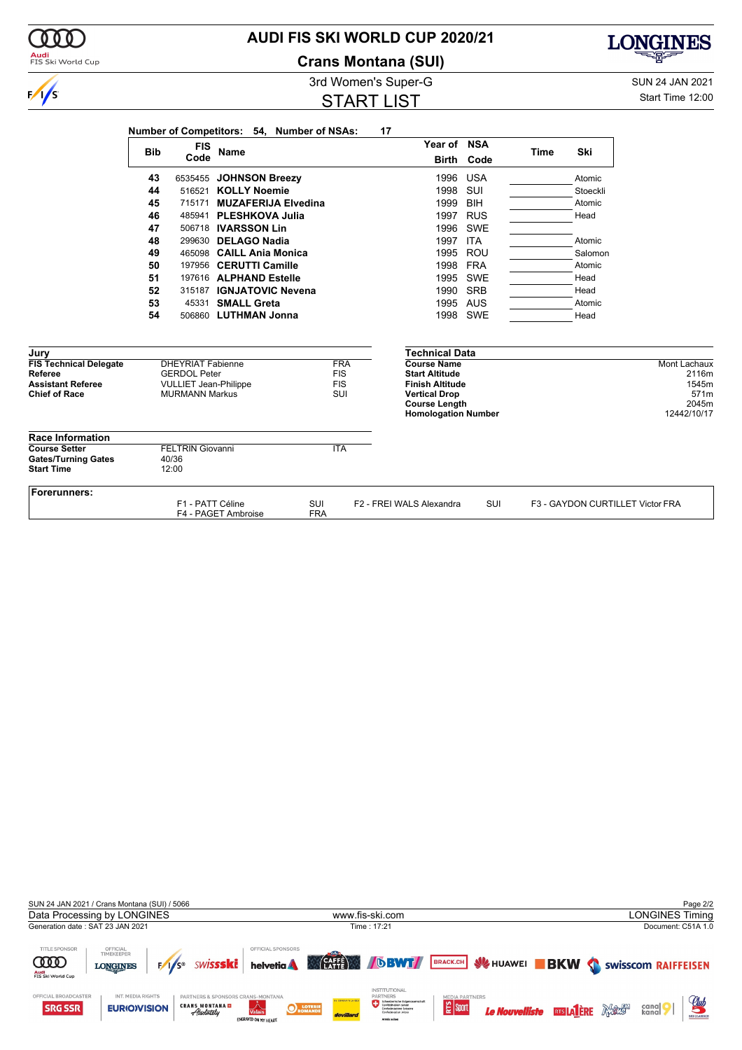# AUDI FIS SKI WORLD CUP 2020/21

## Crans Montana (SUI)

3rd Women's Super-G

SUN 24 JAN 2021

## START LIST

Start Time 12:00

**Number of Competitors: 54, Number of NSAs: 17**

| Bib | FIS Code | Name | Year of Birth | NSA Code | Time | Ski |
|---|---|---|---|---|---|---|
| 43 | 6535455 | **JOHNSON Breezy** | 1996 | USA | | Atomic |
| 44 | 516521 | **KOLLY Noemie** | 1998 | SUI | | Stoeckli |
| 45 | 715171 | **MUZAFERIJA Elvedina** | 1999 | BIH | | Atomic |
| 46 | 485941 | **PLESHKOVA Julia** | 1997 | RUS | | Head |
| 47 | 506718 | **IVARSSON Lin** | 1996 | SWE | | |
| 48 | 299630 | **DELAGO Nadia** | 1997 | ITA | | Atomic |
| 49 | 465098 | **CAILL Ania Monica** | 1995 | ROU | | Salomon |
| 50 | 197956 | **CERUTTI Camille** | 1998 | FRA | | Atomic |
| 51 | 197616 | **ALPHAND Estelle** | 1995 | SWE | | Head |
| 52 | 315187 | **IGNJATOVIC Nevena** | 1990 | SRB | | Head |
| 53 | 45331 | **SMALL Greta** | 1995 | AUS | | Atomic |
| 54 | 506860 | **LUTHMAN Jonna** | 1998 | SWE | | Head |

### Jury

| | | |
|---|---|---|
| **FIS Technical Delegate** | DHEYRIAT Fabienne | FRA |
| **Referee** | GERDOL Peter | FIS |
| **Assistant Referee** | VULLIET Jean-Philippe | FIS |
| **Chief of Race** | MURMANN Markus | SUI |

### Technical Data

| | |
|---|---|
| **Course Name** | Mont Lachaux |
| **Start Altitude** | 2116m |
| **Finish Altitude** | 1545m |
| **Vertical Drop** | 571m |
| **Course Length** | 2045m |
| **Homologation Number** | 12442/10/17 |

### Race Information

| | | |
|---|---|---|
| **Course Setter** | FELTRIN Giovanni | ITA |
| **Gates/Turning Gates** | 40/36 | |
| **Start Time** | 12:00 | |

### Forerunners:

F1 - PATT Céline SUI
F2 - FREI WALS Alexandra SUI
F3 - GAYDON CURTILLET Victor FRA
F4 - PAGET Ambroise FRA

SUN 24 JAN 2021 / Crans Montana (SUI) / 5066

Data Processing by LONGINES — www.fis-ski.com — LONGINES Timing

Generation date : SAT 23 JAN 2021 — Time : 17:21 — Document: C51A 1.0